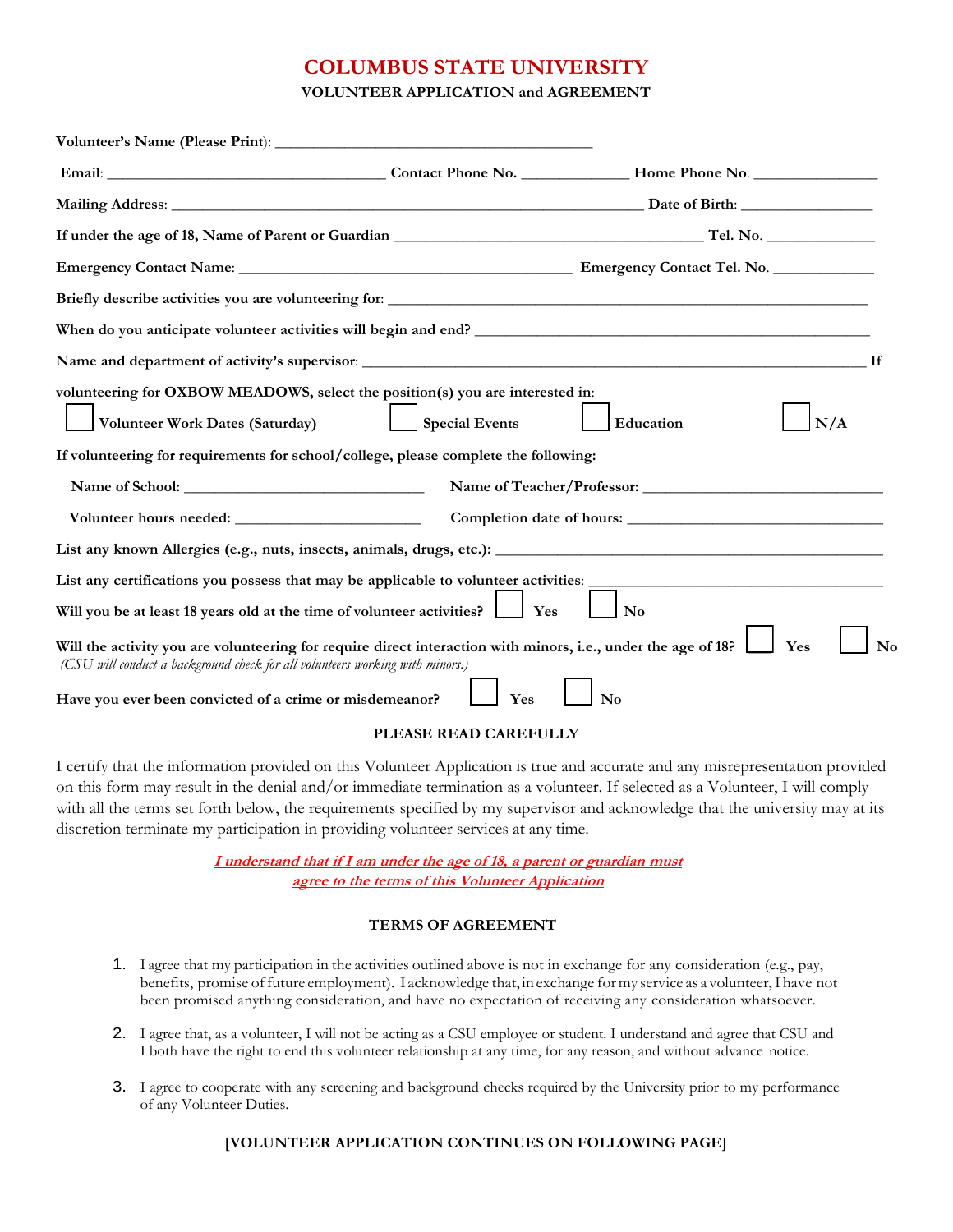# COLUMBUS STATE UNIVERSITY

**VOLUNTEER APPLICATION and AGREEMENT**

**Volunteer's Name (Please Print):** ______________________________________

**Email:** __________________________________ **Contact Phone No.** _____________ **Home Phone No.** _______________

**Mailing Address:** ________________________________________________________ **Date of Birth:** ________________

**If under the age of 18, Name of Parent or Guardian** _____________________________________ **Tel. No.** _____________

**Emergency Contact Name:** ________________________________________ **Emergency Contact Tel. No.** ____________

**Briefly describe activities you are volunteering for:** __________________________________________________________

**When do you anticipate volunteer activities will begin and end?** ______________________________________________

**Name and department of activity's supervisor:** ____________________________________________________________ **If volunteering for OXBOW MEADOWS, select the position(s) you are interested in:**

☐ **Volunteer Work Dates (Saturday)** ☐ **Special Events** ☐ **Education** ☐ **N/A**

**If volunteering for requirements for school/college, please complete the following:**

**Name of School:** _____________________________ **Name of Teacher/Professor:** _____________________________

**Volunteer hours needed:** _______________________ **Completion date of hours:** _______________________________

**List any known Allergies (e.g., nuts, insects, animals, drugs, etc.):** _______________________________________________

**List any certifications you possess that may be applicable to volunteer activities:** ____________________________________

**Will you be at least 18 years old at the time of volunteer activities?** ☐ **Yes** ☐ **No**

**Will the activity you are volunteering for require direct interaction with minors, i.e., under the age of 18?** ☐ **Yes** ☐ **No**
*(CSU will conduct a background check for all volunteers working with minors.)*

**Have you ever been convicted of a crime or misdemeanor?** ☐ **Yes** ☐ **No**

**PLEASE READ CAREFULLY**

I certify that the information provided on this Volunteer Application is true and accurate and any misrepresentation provided on this form may result in the denial and/or immediate termination as a volunteer. If selected as a Volunteer, I will comply with all the terms set forth below, the requirements specified by my supervisor and acknowledge that the university may at its discretion terminate my participation in providing volunteer services at any time.

***I understand that if I am under the age of 18, a parent or guardian must agree to the terms of this Volunteer Application***

**TERMS OF AGREEMENT**

1. I agree that my participation in the activities outlined above is not in exchange for any consideration (e.g., pay, benefits, promise of future employment). I acknowledge that, in exchange for my service as a volunteer, I have not been promised anything consideration, and have no expectation of receiving any consideration whatsoever.

2. I agree that, as a volunteer, I will not be acting as a CSU employee or student. I understand and agree that CSU and I both have the right to end this volunteer relationship at any time, for any reason, and without advance notice.

3. I agree to cooperate with any screening and background checks required by the University prior to my performance of any Volunteer Duties.

**[VOLUNTEER APPLICATION CONTINUES ON FOLLOWING PAGE]**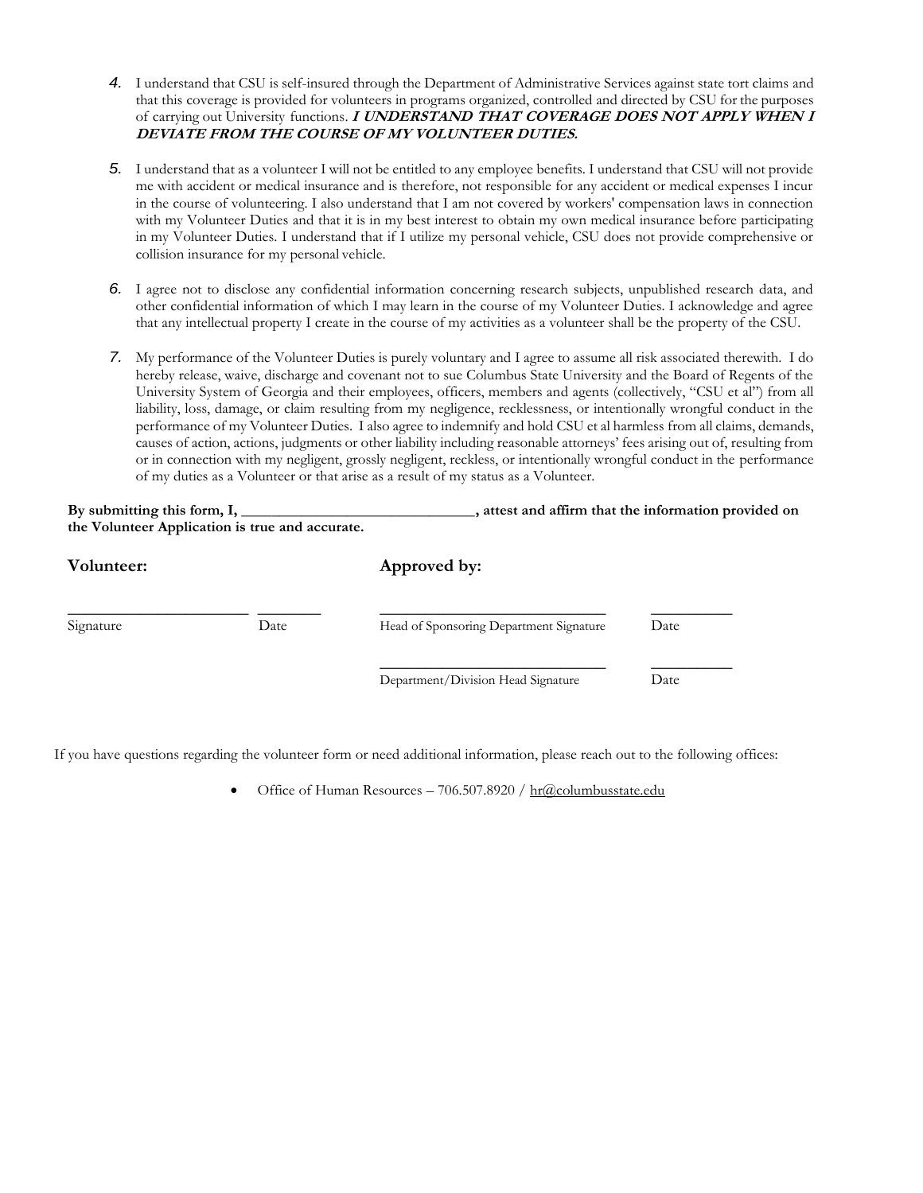4. I understand that CSU is self-insured through the Department of Administrative Services against state tort claims and that this coverage is provided for volunteers in programs organized, controlled and directed by CSU for the purposes of carrying out University functions. ***I UNDERSTAND THAT COVERAGE DOES NOT APPLY WHEN I DEVIATE FROM THE COURSE OF MY VOLUNTEER DUTIES.***

5. I understand that as a volunteer I will not be entitled to any employee benefits. I understand that CSU will not provide me with accident or medical insurance and is therefore, not responsible for any accident or medical expenses I incur in the course of volunteering. I also understand that I am not covered by workers' compensation laws in connection with my Volunteer Duties and that it is in my best interest to obtain my own medical insurance before participating in my Volunteer Duties. I understand that if I utilize my personal vehicle, CSU does not provide comprehensive or collision insurance for my personal vehicle.

6. I agree not to disclose any confidential information concerning research subjects, unpublished research data, and other confidential information of which I may learn in the course of my Volunteer Duties. I acknowledge and agree that any intellectual property I create in the course of my activities as a volunteer shall be the property of the CSU.

7. My performance of the Volunteer Duties is purely voluntary and I agree to assume all risk associated therewith. I do hereby release, waive, discharge and covenant not to sue Columbus State University and the Board of Regents of the University System of Georgia and their employees, officers, members and agents (collectively, "CSU et al") from all liability, loss, damage, or claim resulting from my negligence, recklessness, or intentionally wrongful conduct in the performance of my Volunteer Duties. I also agree to indemnify and hold CSU et al harmless from all claims, demands, causes of action, actions, judgments or other liability including reasonable attorneys' fees arising out of, resulting from or in connection with my negligent, grossly negligent, reckless, or intentionally wrongful conduct in the performance of my duties as a Volunteer or that arise as a result of my status as a Volunteer.

**By submitting this form, I, ______________________________, attest and affirm that the information provided on the Volunteer Application is true and accurate.**

| **Volunteer:** | | **Approved by:** | |
|---|---|---|---|
| ______________________ Signature | ________ Date | ______________________________ Head of Sponsoring Department Signature | __________ Date |
| | | ______________________________ Department/Division Head Signature | __________ Date |

If you have questions regarding the volunteer form or need additional information, please reach out to the following offices:

- Office of Human Resources – 706.507.8920 / hr@columbusstate.edu